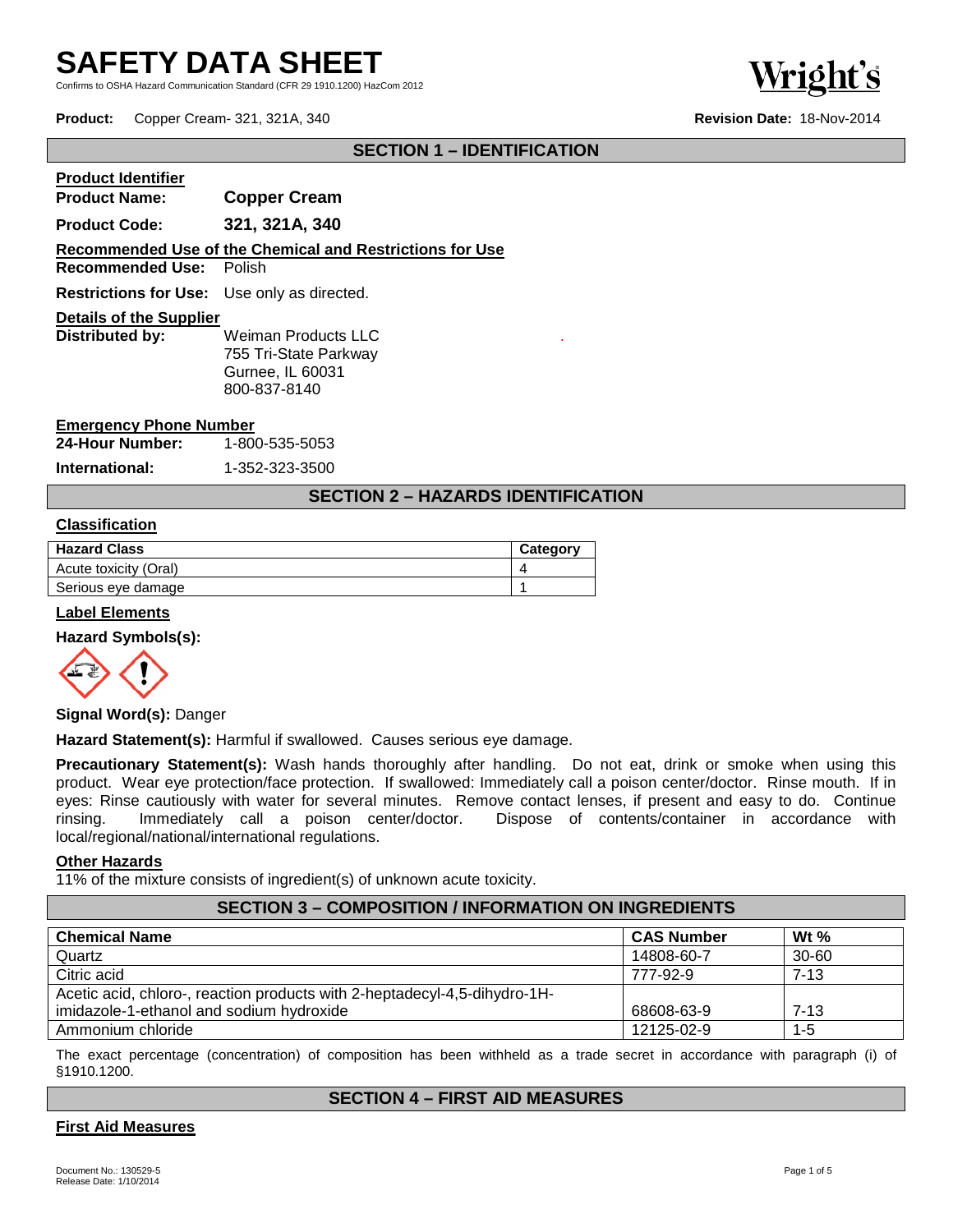# SAFETY DATA SHEET

Confirms to OSHA Hazard Communication Standard (CFR 29 1910.1200) HazCom 2012

**Product:** Copper Cream- 321, 321A, 340 **Revision Date:** 18-Nov-2014

## SECTION 1 – IDENTIFICATION

**Product Identifier**

**Product Name:** **Copper Cream**

**Product Code:** **321, 321A, 340**

**Recommended Use of the Chemical and Restrictions for Use**

**Recommended Use:** Polish

**Restrictions for Use:** Use only as directed.

**Details of the Supplier**

**Distributed by:** Weiman Products LLC
755 Tri-State Parkway
Gurnee, IL 60031
800-837-8140

**Emergency Phone Number**

**24-Hour Number:** 1-800-535-5053

**International:** 1-352-323-3500

## SECTION 2 – HAZARDS IDENTIFICATION

**Classification**

| Hazard Class | Category |
|---|---|
| Acute toxicity (Oral) | 4 |
| Serious eye damage | 1 |

**Label Elements**

**Hazard Symbols(s):**

**Signal Word(s):** Danger

**Hazard Statement(s):** Harmful if swallowed. Causes serious eye damage.

**Precautionary Statement(s):** Wash hands thoroughly after handling. Do not eat, drink or smoke when using this product. Wear eye protection/face protection. If swallowed: Immediately call a poison center/doctor. Rinse mouth. If in eyes: Rinse cautiously with water for several minutes. Remove contact lenses, if present and easy to do. Continue rinsing. Immediately call a poison center/doctor. Dispose of contents/container in accordance with local/regional/national/international regulations.

**Other Hazards**

11% of the mixture consists of ingredient(s) of unknown acute toxicity.

## SECTION 3 – COMPOSITION / INFORMATION ON INGREDIENTS

| Chemical Name | CAS Number | Wt % |
|---|---|---|
| Quartz | 14808-60-7 | 30-60 |
| Citric acid | 777-92-9 | 7-13 |
| Acetic acid, chloro-, reaction products with 2-heptadecyl-4,5-dihydro-1H-imidazole-1-ethanol and sodium hydroxide | 68608-63-9 | 7-13 |
| Ammonium chloride | 12125-02-9 | 1-5 |

The exact percentage (concentration) of composition has been withheld as a trade secret in accordance with paragraph (i) of §1910.1200.

## SECTION 4 – FIRST AID MEASURES

**First Aid Measures**

Document No.: 130529-5
Release Date: 1/10/2014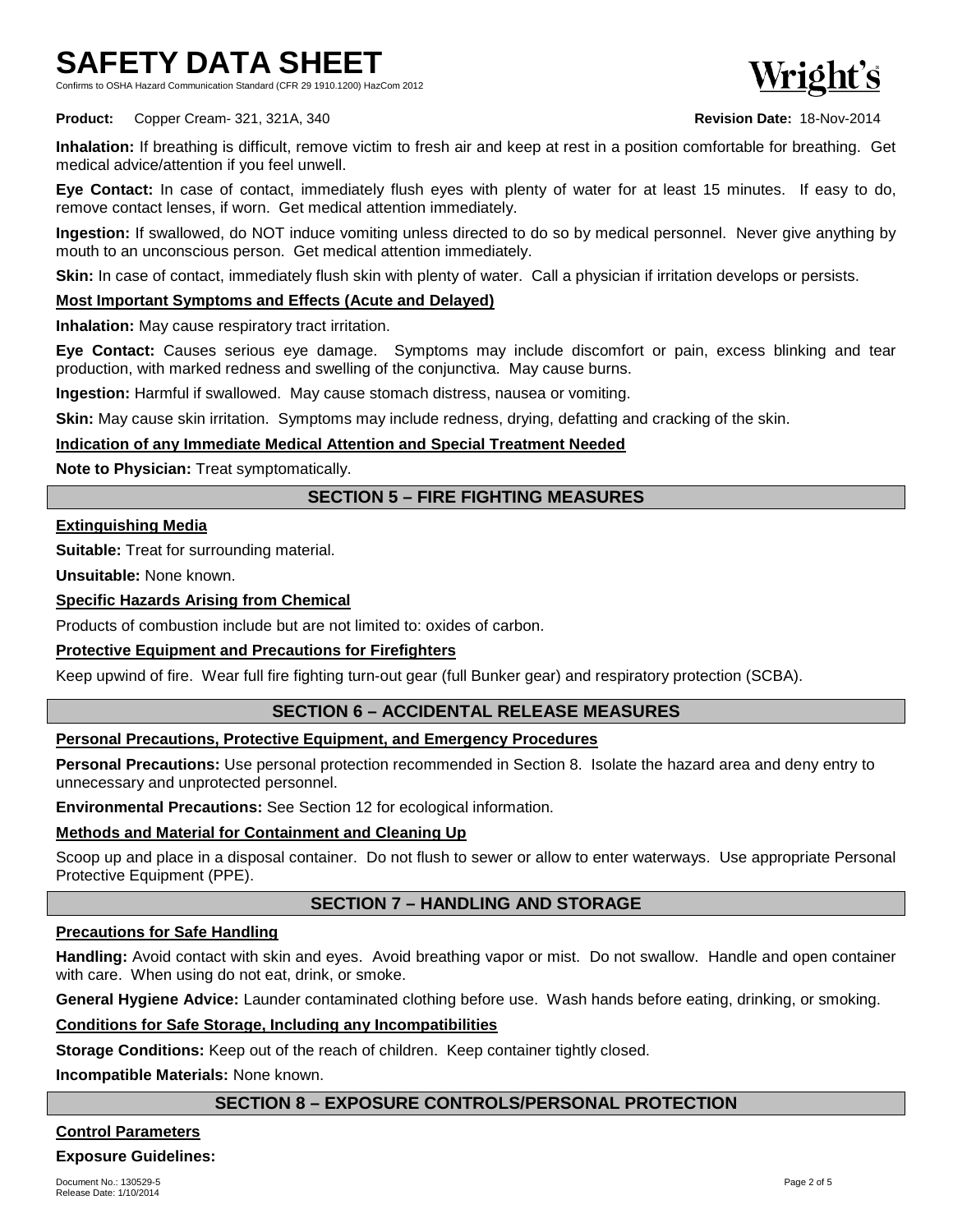**Inhalation:** If breathing is difficult, remove victim to fresh air and keep at rest in a position comfortable for breathing. Get medical advice/attention if you feel unwell.

**Eye Contact:** In case of contact, immediately flush eyes with plenty of water for at least 15 minutes. If easy to do, remove contact lenses, if worn. Get medical attention immediately.

**Ingestion:** If swallowed, do NOT induce vomiting unless directed to do so by medical personnel. Never give anything by mouth to an unconscious person. Get medical attention immediately.

**Skin:** In case of contact, immediately flush skin with plenty of water. Call a physician if irritation develops or persists.

**Most Important Symptoms and Effects (Acute and Delayed)**

**Inhalation:** May cause respiratory tract irritation.

**Eye Contact:** Causes serious eye damage. Symptoms may include discomfort or pain, excess blinking and tear production, with marked redness and swelling of the conjunctiva. May cause burns.

**Ingestion:** Harmful if swallowed. May cause stomach distress, nausea or vomiting.

**Skin:** May cause skin irritation. Symptoms may include redness, drying, defatting and cracking of the skin.

**Indication of any Immediate Medical Attention and Special Treatment Needed**

**Note to Physician:** Treat symptomatically.

## SECTION 5 – FIRE FIGHTING MEASURES

**Extinguishing Media**

**Suitable:** Treat for surrounding material.

**Unsuitable:** None known.

**Specific Hazards Arising from Chemical**

Products of combustion include but are not limited to: oxides of carbon.

**Protective Equipment and Precautions for Firefighters**

Keep upwind of fire. Wear full fire fighting turn-out gear (full Bunker gear) and respiratory protection (SCBA).

## SECTION 6 – ACCIDENTAL RELEASE MEASURES

**Personal Precautions, Protective Equipment, and Emergency Procedures**

**Personal Precautions:** Use personal protection recommended in Section 8. Isolate the hazard area and deny entry to unnecessary and unprotected personnel.

**Environmental Precautions:** See Section 12 for ecological information.

**Methods and Material for Containment and Cleaning Up**

Scoop up and place in a disposal container. Do not flush to sewer or allow to enter waterways. Use appropriate Personal Protective Equipment (PPE).

## SECTION 7 – HANDLING AND STORAGE

**Precautions for Safe Handling**

**Handling:** Avoid contact with skin and eyes. Avoid breathing vapor or mist. Do not swallow. Handle and open container with care. When using do not eat, drink, or smoke.

**General Hygiene Advice:** Launder contaminated clothing before use. Wash hands before eating, drinking, or smoking.

**Conditions for Safe Storage, Including any Incompatibilities**

**Storage Conditions:** Keep out of the reach of children. Keep container tightly closed.

**Incompatible Materials:** None known.

## SECTION 8 – EXPOSURE CONTROLS/PERSONAL PROTECTION

**Control Parameters**

**Exposure Guidelines:**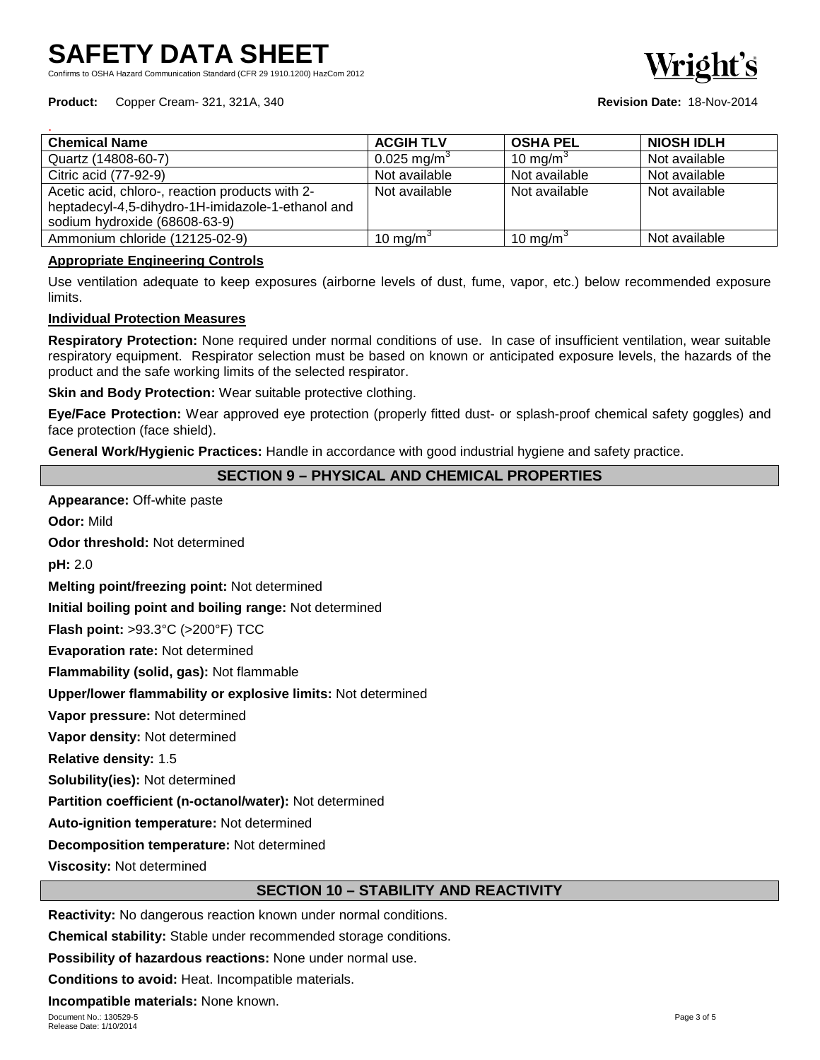| Chemical Name | ACGIH TLV | OSHA PEL | NIOSH IDLH |
| --- | --- | --- | --- |
| Quartz (14808-60-7) | 0.025 mg/m$^3$ | 10 mg/m$^3$ | Not available |
| Citric acid (77-92-9) | Not available | Not available | Not available |
| Acetic acid, chloro-, reaction products with 2-heptadecyl-4,5-dihydro-1H-imidazole-1-ethanol and sodium hydroxide (68608-63-9) | Not available | Not available | Not available |
| Ammonium chloride (12125-02-9) | 10 mg/m$^3$ | 10 mg/m$^3$ | Not available |

**Appropriate Engineering Controls**

Use ventilation adequate to keep exposures (airborne levels of dust, fume, vapor, etc.) below recommended exposure limits.

**Individual Protection Measures**

**Respiratory Protection:** None required under normal conditions of use. In case of insufficient ventilation, wear suitable respiratory equipment. Respirator selection must be based on known or anticipated exposure levels, the hazards of the product and the safe working limits of the selected respirator.

**Skin and Body Protection:** Wear suitable protective clothing.

**Eye/Face Protection:** Wear approved eye protection (properly fitted dust- or splash-proof chemical safety goggles) and face protection (face shield).

**General Work/Hygienic Practices:** Handle in accordance with good industrial hygiene and safety practice.

## SECTION 9 – PHYSICAL AND CHEMICAL PROPERTIES

**Appearance:** Off-white paste

**Odor:** Mild

**Odor threshold:** Not determined

**pH:** 2.0

**Melting point/freezing point:** Not determined

**Initial boiling point and boiling range:** Not determined

**Flash point:** >93.3°C (>200°F) TCC

**Evaporation rate:** Not determined

**Flammability (solid, gas):** Not flammable

**Upper/lower flammability or explosive limits:** Not determined

**Vapor pressure:** Not determined

**Vapor density:** Not determined

**Relative density:** 1.5

**Solubility(ies):** Not determined

**Partition coefficient (n-octanol/water):** Not determined

**Auto-ignition temperature:** Not determined

**Decomposition temperature:** Not determined

**Viscosity:** Not determined

## SECTION 10 – STABILITY AND REACTIVITY

**Reactivity:** No dangerous reaction known under normal conditions.

**Chemical stability:** Stable under recommended storage conditions.

**Possibility of hazardous reactions:** None under normal use.

**Conditions to avoid:** Heat. Incompatible materials.

**Incompatible materials:** None known.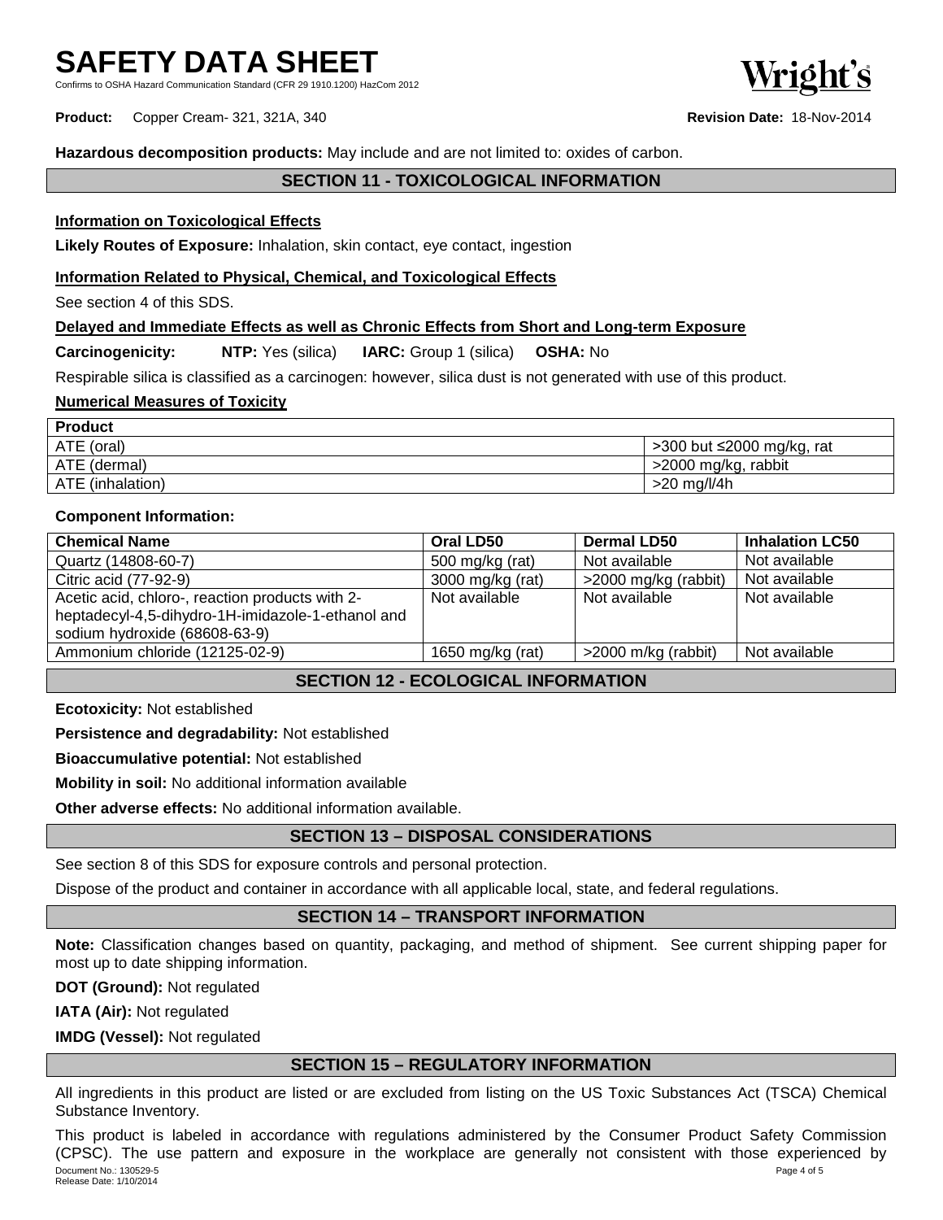**Hazardous decomposition products:** May include and are not limited to: oxides of carbon.

## SECTION 11 - TOXICOLOGICAL INFORMATION

**Information on Toxicological Effects**

**Likely Routes of Exposure:** Inhalation, skin contact, eye contact, ingestion

**Information Related to Physical, Chemical, and Toxicological Effects**

See section 4 of this SDS.

**Delayed and Immediate Effects as well as Chronic Effects from Short and Long-term Exposure**

**Carcinogenicity:** **NTP:** Yes (silica) **IARC:** Group 1 (silica) **OSHA:** No

Respirable silica is classified as a carcinogen: however, silica dust is not generated with use of this product.

**Numerical Measures of Toxicity**

| Product | |
|---|---|
| ATE (oral) | >300 but ≤2000 mg/kg, rat |
| ATE (dermal) | >2000 mg/kg, rabbit |
| ATE (inhalation) | >20 mg/l/4h |

**Component Information:**

| Chemical Name | Oral LD50 | Dermal LD50 | Inhalation LC50 |
|---|---|---|---|
| Quartz (14808-60-7) | 500 mg/kg (rat) | Not available | Not available |
| Citric acid (77-92-9) | 3000 mg/kg (rat) | >2000 mg/kg (rabbit) | Not available |
| Acetic acid, chloro-, reaction products with 2-heptadecyl-4,5-dihydro-1H-imidazole-1-ethanol and sodium hydroxide (68608-63-9) | Not available | Not available | Not available |
| Ammonium chloride (12125-02-9) | 1650 mg/kg (rat) | >2000 m/kg (rabbit) | Not available |

## SECTION 12 - ECOLOGICAL INFORMATION

**Ecotoxicity:** Not established

**Persistence and degradability:** Not established

**Bioaccumulative potential:** Not established

**Mobility in soil:** No additional information available

**Other adverse effects:** No additional information available.

## SECTION 13 – DISPOSAL CONSIDERATIONS

See section 8 of this SDS for exposure controls and personal protection.

Dispose of the product and container in accordance with all applicable local, state, and federal regulations.

## SECTION 14 – TRANSPORT INFORMATION

**Note:** Classification changes based on quantity, packaging, and method of shipment. See current shipping paper for most up to date shipping information.

**DOT (Ground):** Not regulated

**IATA (Air):** Not regulated

**IMDG (Vessel):** Not regulated

## SECTION 15 – REGULATORY INFORMATION

All ingredients in this product are listed or are excluded from listing on the US Toxic Substances Act (TSCA) Chemical Substance Inventory.

This product is labeled in accordance with regulations administered by the Consumer Product Safety Commission (CPSC). The use pattern and exposure in the workplace are generally not consistent with those experienced by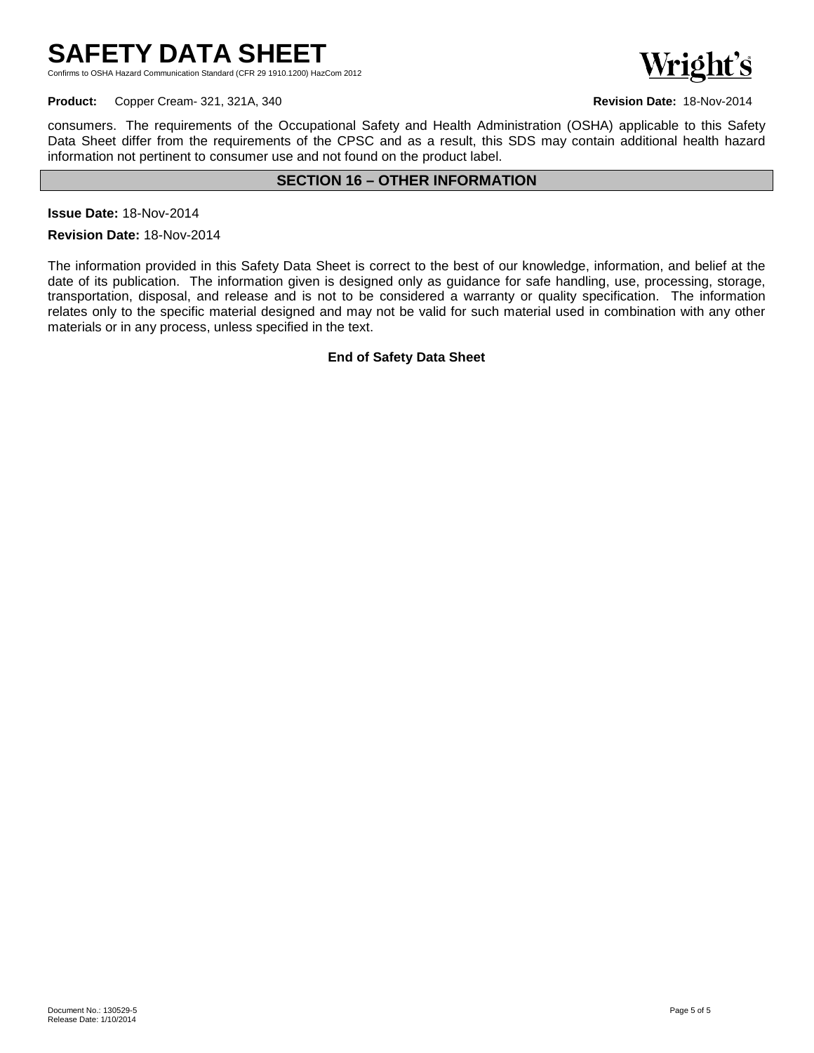consumers. The requirements of the Occupational Safety and Health Administration (OSHA) applicable to this Safety Data Sheet differ from the requirements of the CPSC and as a result, this SDS may contain additional health hazard information not pertinent to consumer use and not found on the product label.

## SECTION 16 – OTHER INFORMATION

**Issue Date:** 18-Nov-2014

**Revision Date:** 18-Nov-2014

The information provided in this Safety Data Sheet is correct to the best of our knowledge, information, and belief at the date of its publication. The information given is designed only as guidance for safe handling, use, processing, storage, transportation, disposal, and release and is not to be considered a warranty or quality specification. The information relates only to the specific material designed and may not be valid for such material used in combination with any other materials or in any process, unless specified in the text.

**End of Safety Data Sheet**